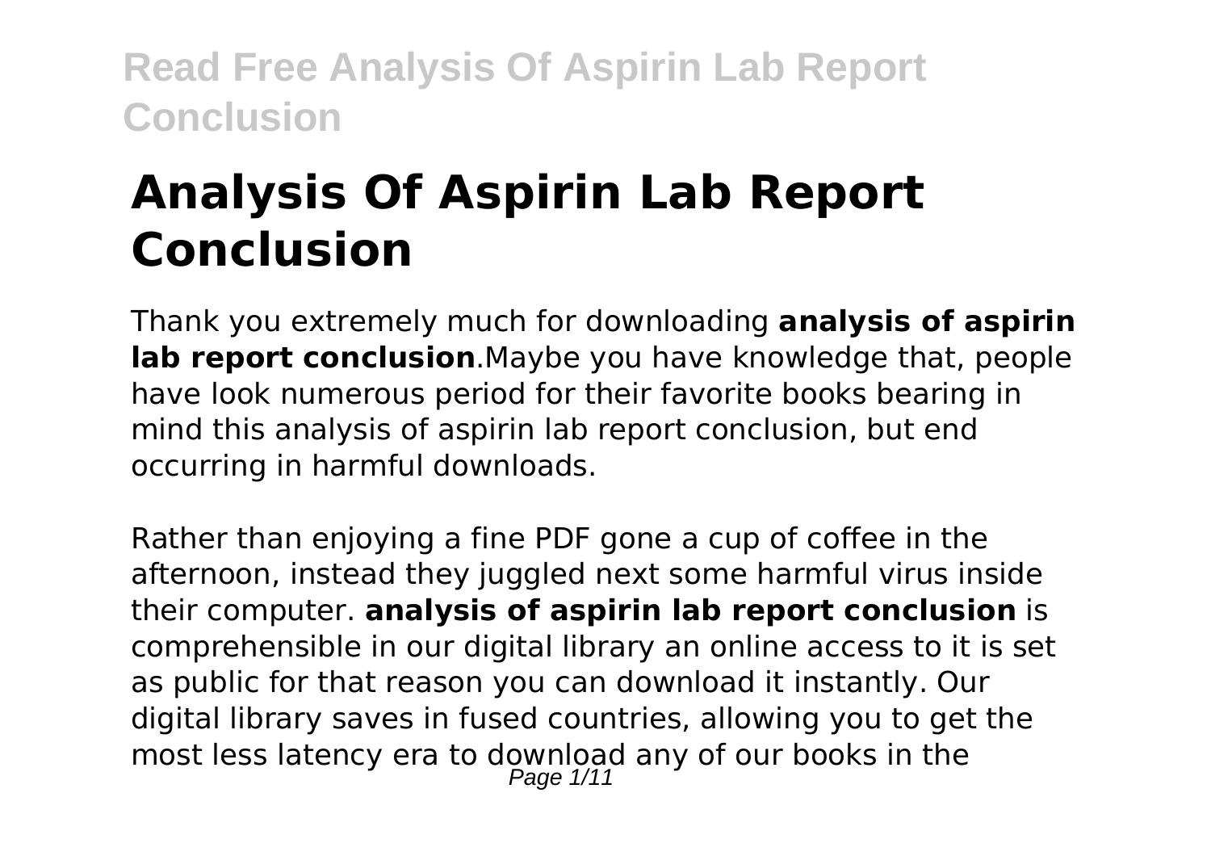# Analysis Of Aspirin Lab Report Conclusion

Thank you extremely much for downloading **analysis of aspirin lab report conclusion**.Maybe you have knowledge that, people have look numerous period for their favorite books bearing in mind this analysis of aspirin lab report conclusion, but end occurring in harmful downloads.

Rather than enjoying a fine PDF gone a cup of coffee in the afternoon, instead they juggled next some harmful virus inside their computer. **analysis of aspirin lab report conclusion** is comprehensible in our digital library an online access to it is set as public for that reason you can download it instantly. Our digital library saves in fused countries, allowing you to get the most less latency era to download any of our books in the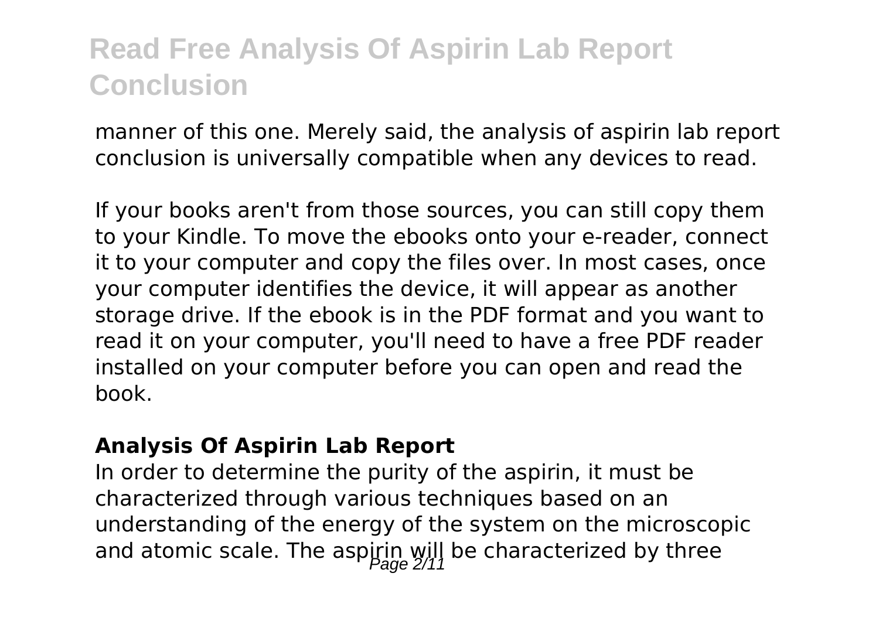manner of this one. Merely said, the analysis of aspirin lab report conclusion is universally compatible when any devices to read.

If your books aren't from those sources, you can still copy them to your Kindle. To move the ebooks onto your e-reader, connect it to your computer and copy the files over. In most cases, once your computer identifies the device, it will appear as another storage drive. If the ebook is in the PDF format and you want to read it on your computer, you'll need to have a free PDF reader installed on your computer before you can open and read the book.

### Analysis Of Aspirin Lab Report

In order to determine the purity of the aspirin, it must be characterized through various techniques based on an understanding of the energy of the system on the microscopic and atomic scale. The aspirin will be characterized by three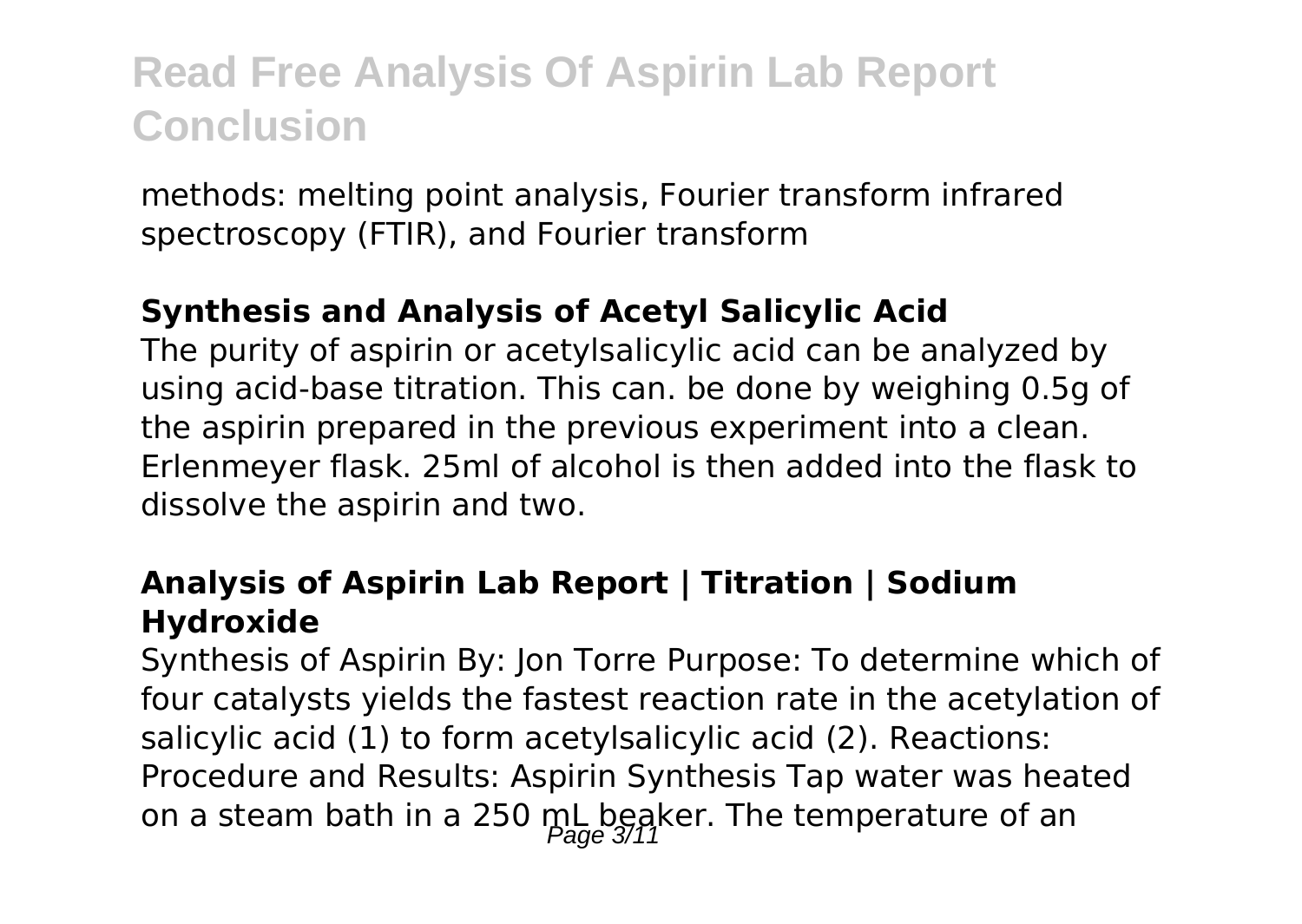methods: melting point analysis, Fourier transform infrared spectroscopy (FTIR), and Fourier transform

### Synthesis and Analysis of Acetyl Salicylic Acid

The purity of aspirin or acetylsalicylic acid can be analyzed by using acid-base titration. This can. be done by weighing 0.5g of the aspirin prepared in the previous experiment into a clean. Erlenmeyer flask. 25ml of alcohol is then added into the flask to dissolve the aspirin and two.

### Analysis of Aspirin Lab Report | Titration | Sodium Hydroxide

Synthesis of Aspirin By: Jon Torre Purpose: To determine which of four catalysts yields the fastest reaction rate in the acetylation of salicylic acid (1) to form acetylsalicylic acid (2). Reactions: Procedure and Results: Aspirin Synthesis Tap water was heated on a steam bath in a 250 mL beaker. The temperature of an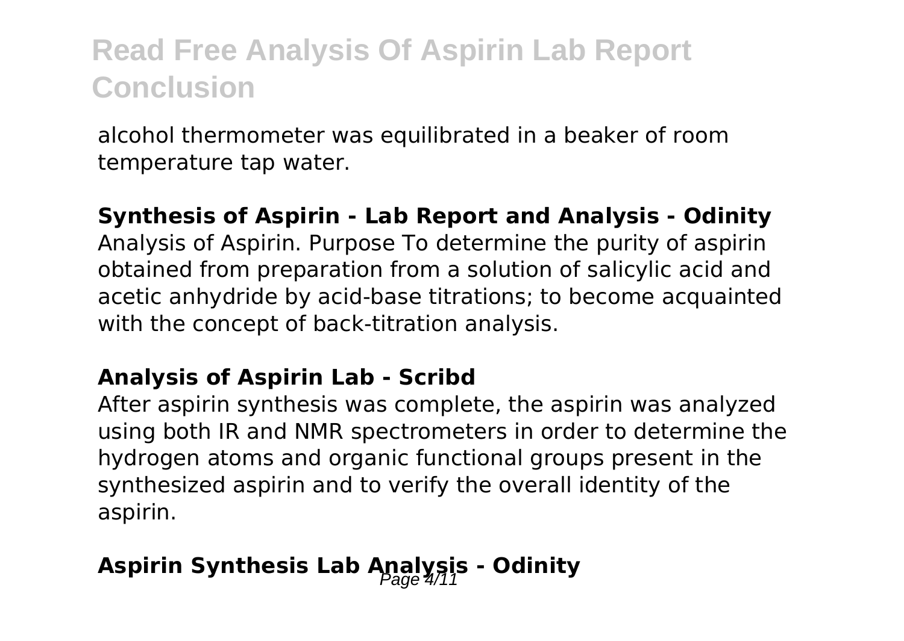alcohol thermometer was equilibrated in a beaker of room temperature tap water.

**Synthesis of Aspirin - Lab Report and Analysis - Odinity**

Analysis of Aspirin. Purpose To determine the purity of aspirin obtained from preparation from a solution of salicylic acid and acetic anhydride by acid-base titrations; to become acquainted with the concept of back-titration analysis.

**Analysis of Aspirin Lab - Scribd**

After aspirin synthesis was complete, the aspirin was analyzed using both IR and NMR spectrometers in order to determine the hydrogen atoms and organic functional groups present in the synthesized aspirin and to verify the overall identity of the aspirin.

**Aspirin Synthesis Lab Analysis - Odinity**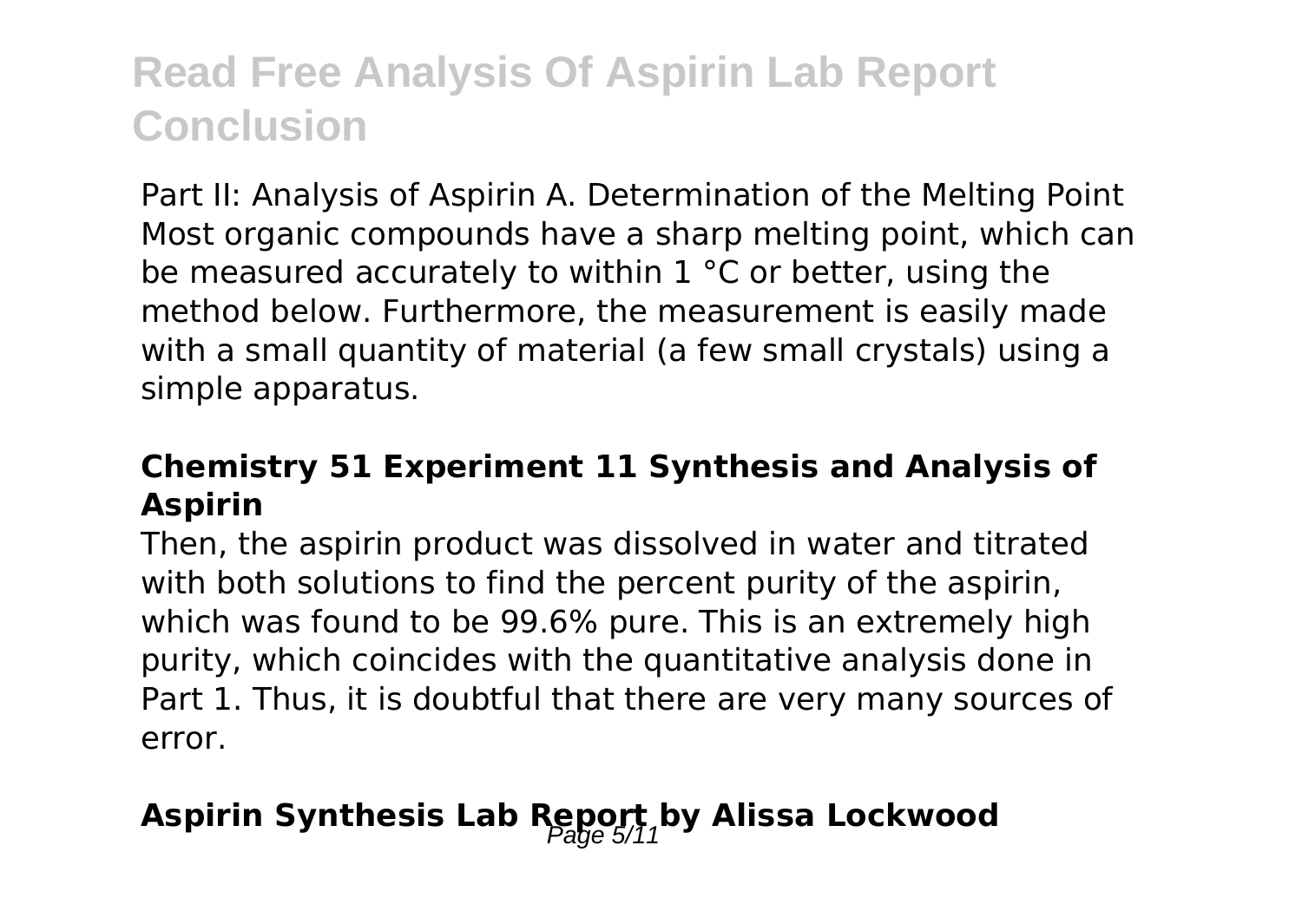Part II: Analysis of Aspirin A. Determination of the Melting Point Most organic compounds have a sharp melting point, which can be measured accurately to within 1 °C or better, using the method below. Furthermore, the measurement is easily made with a small quantity of material (a few small crystals) using a simple apparatus.

### Chemistry 51 Experiment 11 Synthesis and Analysis of Aspirin

Then, the aspirin product was dissolved in water and titrated with both solutions to find the percent purity of the aspirin, which was found to be 99.6% pure. This is an extremely high purity, which coincides with the quantitative analysis done in Part 1. Thus, it is doubtful that there are very many sources of error.

### Aspirin Synthesis Lab Report by Alissa Lockwood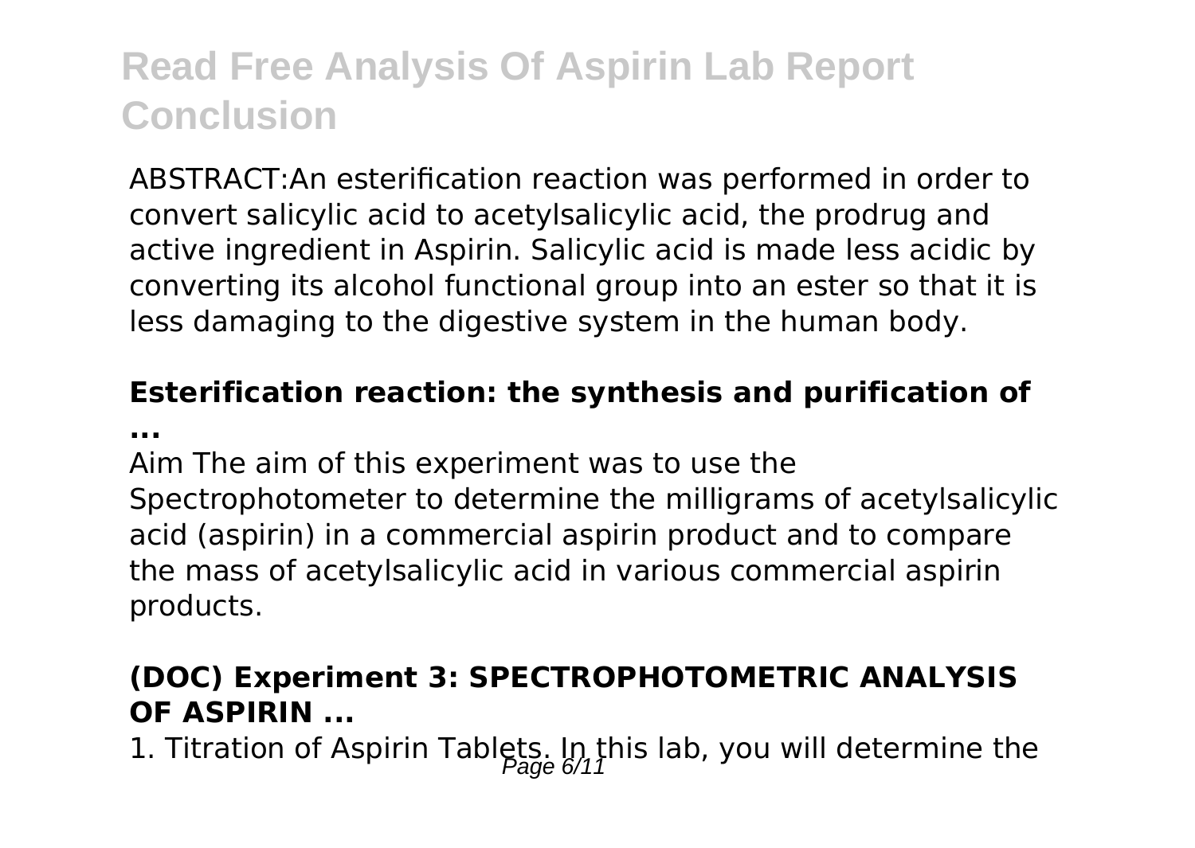ABSTRACT:An esterification reaction was performed in order to convert salicylic acid to acetylsalicylic acid, the prodrug and active ingredient in Aspirin. Salicylic acid is made less acidic by converting its alcohol functional group into an ester so that it is less damaging to the digestive system in the human body.

### Esterification reaction: the synthesis and purification of ...

Aim The aim of this experiment was to use the Spectrophotometer to determine the milligrams of acetylsalicylic acid (aspirin) in a commercial aspirin product and to compare the mass of acetylsalicylic acid in various commercial aspirin products.

### (DOC) Experiment 3: SPECTROPHOTOMETRIC ANALYSIS OF ASPIRIN ...

1. Titration of Aspirin Tablets. In this lab, you will determine the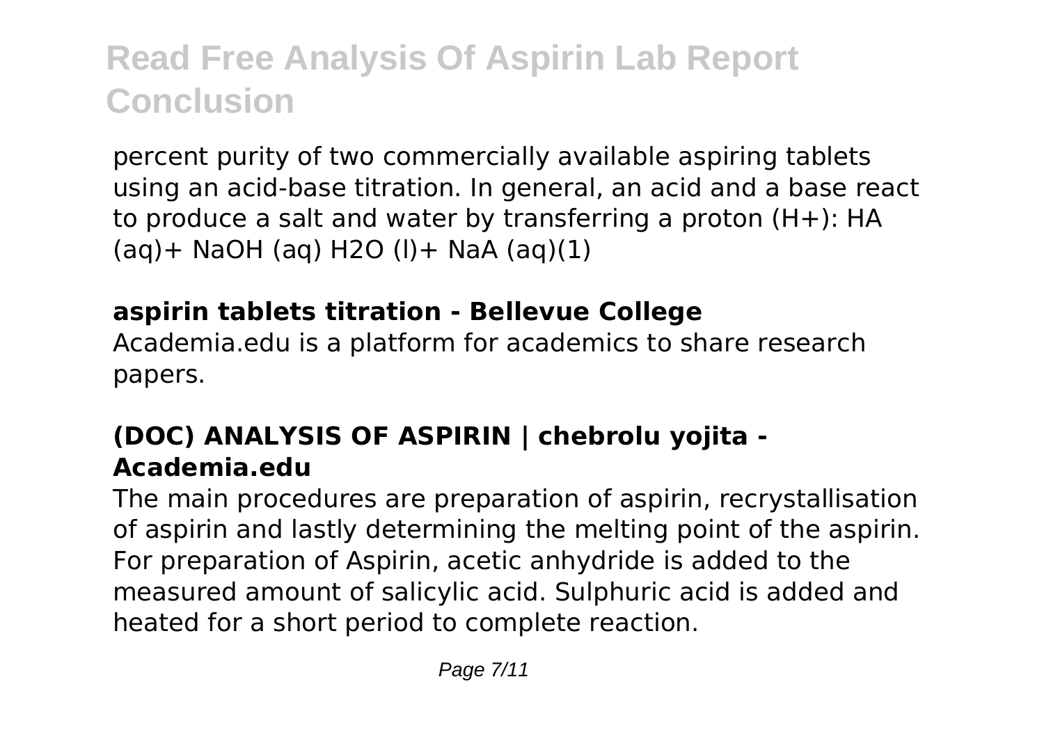percent purity of two commercially available aspiring tablets using an acid-base titration. In general, an acid and a base react to produce a salt and water by transferring a proton ($H^+$): HA (aq)+ NaOH (aq) $H_2O$ (l)+ NaA (aq)(1)

**aspirin tablets titration - Bellevue College**

Academia.edu is a platform for academics to share research papers.

**(DOC) ANALYSIS OF ASPIRIN | chebrolu yojita - Academia.edu**

The main procedures are preparation of aspirin, recrystallisation of aspirin and lastly determining the melting point of the aspirin. For preparation of Aspirin, acetic anhydride is added to the measured amount of salicylic acid. Sulphuric acid is added and heated for a short period to complete reaction.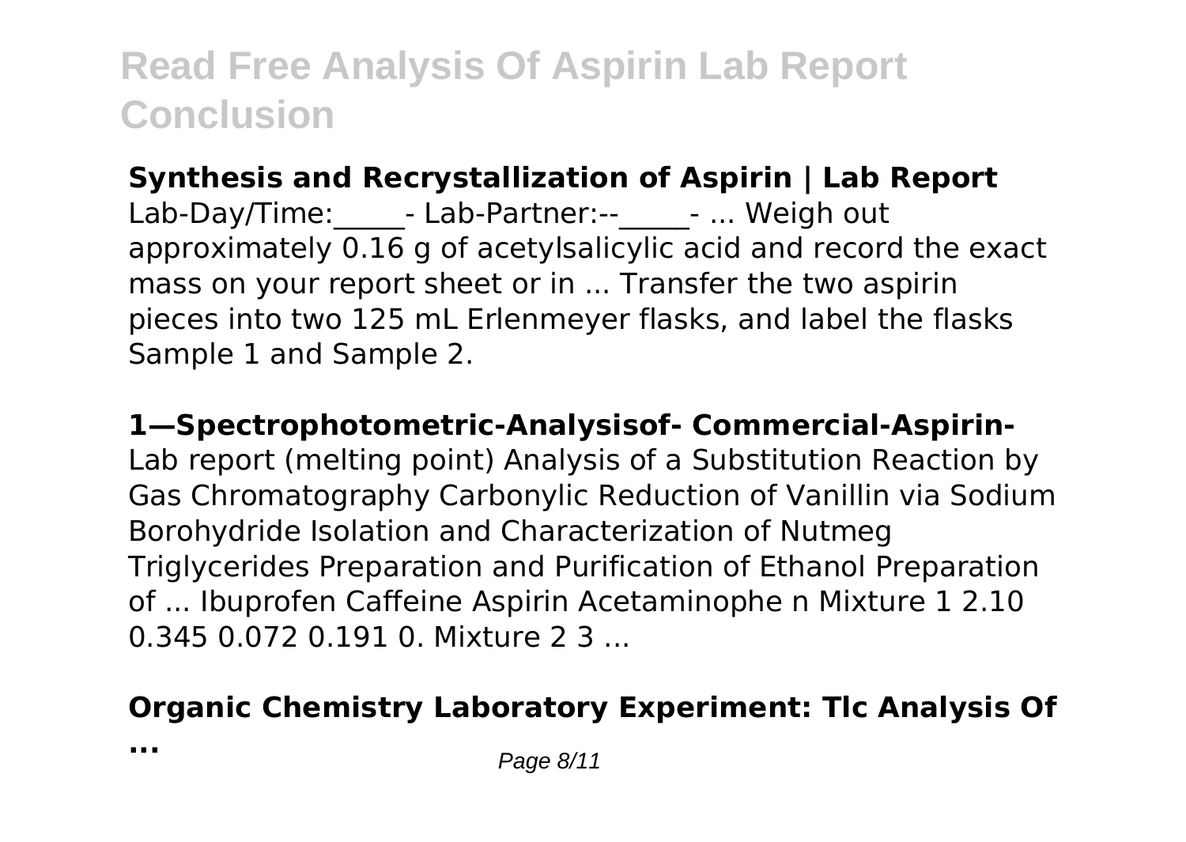**Synthesis and Recrystallization of Aspirin | Lab Report**

Lab-Day/Time:_____- Lab-Partner:--_____- ... Weigh out approximately 0.16 g of acetylsalicylic acid and record the exact mass on your report sheet or in ... Transfer the two aspirin pieces into two 125 mL Erlenmeyer flasks, and label the flasks Sample 1 and Sample 2.

**1—Spectrophotometric-Analysisof- Commercial-Aspirin-**

Lab report (melting point) Analysis of a Substitution Reaction by Gas Chromatography Carbonylic Reduction of Vanillin via Sodium Borohydride Isolation and Characterization of Nutmeg Triglycerides Preparation and Purification of Ethanol Preparation of ... Ibuprofen Caffeine Aspirin Acetaminophe n Mixture 1 2.10 0.345 0.072 0.191 0. Mixture 2 3 ...

**Organic Chemistry Laboratory Experiment: Tlc Analysis Of ...**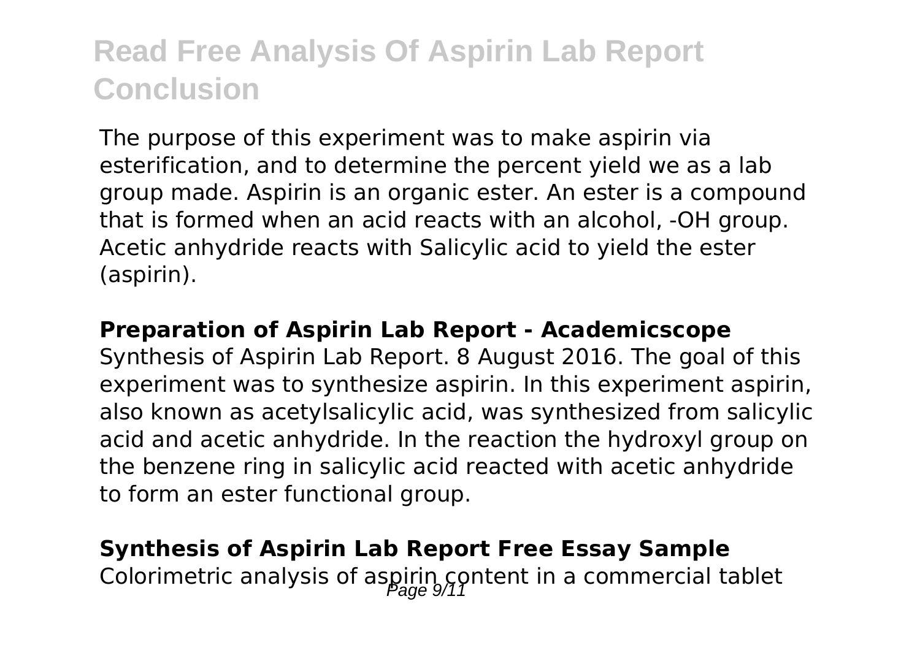# Read Free Analysis Of Aspirin Lab Report Conclusion

The purpose of this experiment was to make aspirin via esterification, and to determine the percent yield we as a lab group made. Aspirin is an organic ester. An ester is a compound that is formed when an acid reacts with an alcohol, -OH group. Acetic anhydride reacts with Salicylic acid to yield the ester (aspirin).

**Preparation of Aspirin Lab Report - Academicscope**

Synthesis of Aspirin Lab Report. 8 August 2016. The goal of this experiment was to synthesize aspirin. In this experiment aspirin, also known as acetylsalicylic acid, was synthesized from salicylic acid and acetic anhydride. In the reaction the hydroxyl group on the benzene ring in salicylic acid reacted with acetic anhydride to form an ester functional group.

**Synthesis of Aspirin Lab Report Free Essay Sample**

Colorimetric analysis of aspirin content in a commercial tablet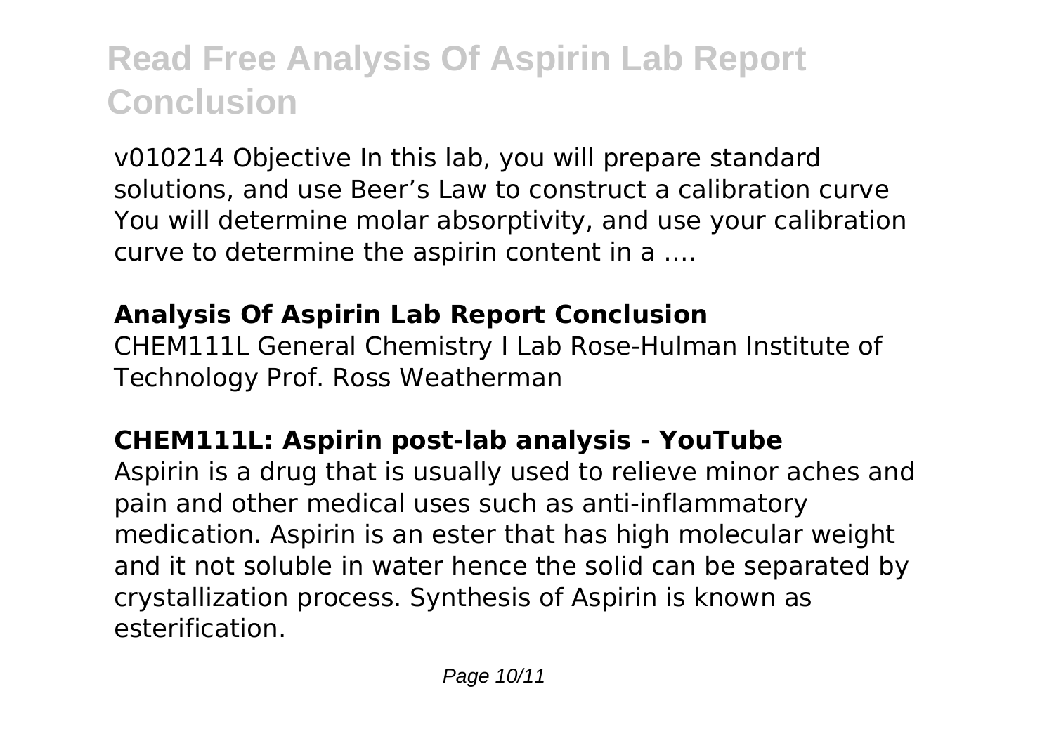v010214 Objective In this lab, you will prepare standard solutions, and use Beer's Law to construct a calibration curve You will determine molar absorptivity, and use your calibration curve to determine the aspirin content in a ….

### Analysis Of Aspirin Lab Report Conclusion

CHEM111L General Chemistry I Lab Rose-Hulman Institute of Technology Prof. Ross Weatherman

### CHEM111L: Aspirin post-lab analysis - YouTube

Aspirin is a drug that is usually used to relieve minor aches and pain and other medical uses such as anti-inflammatory medication. Aspirin is an ester that has high molecular weight and it not soluble in water hence the solid can be separated by crystallization process. Synthesis of Aspirin is known as esterification.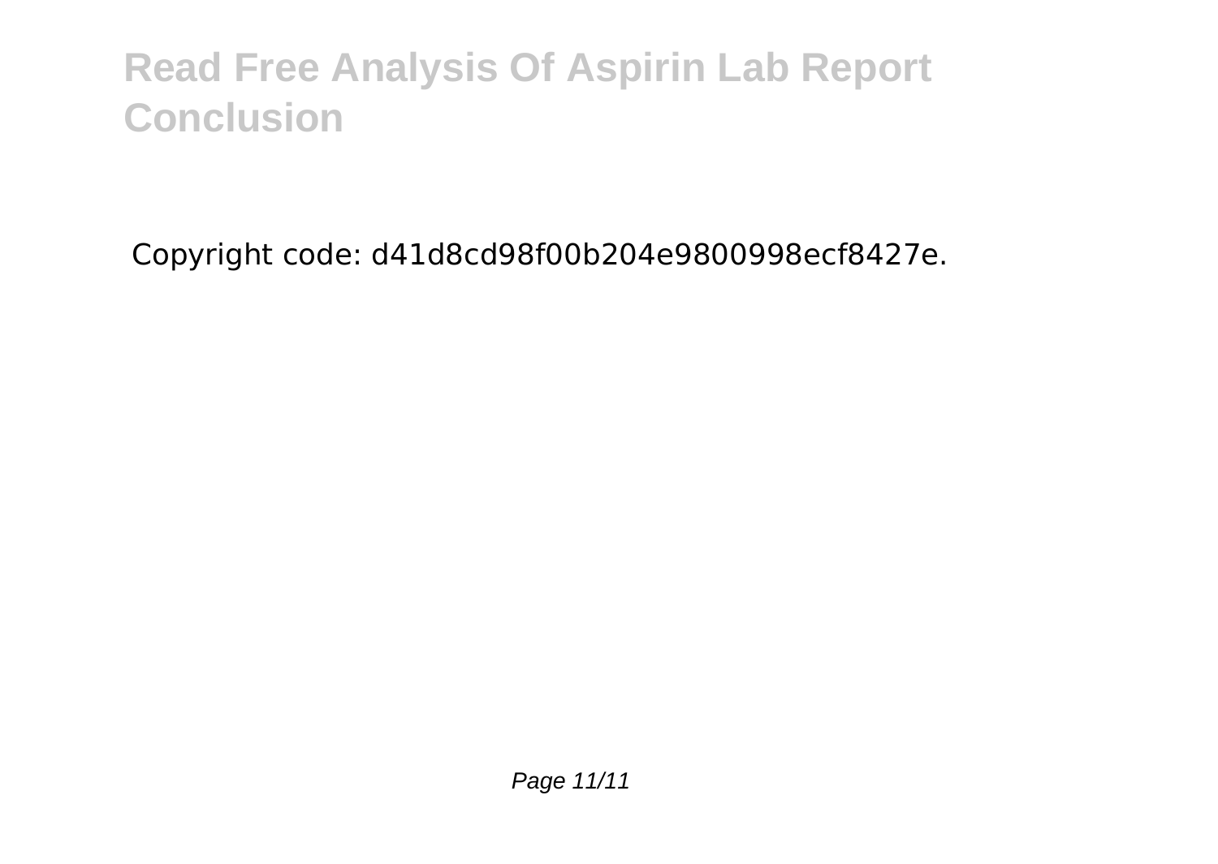Copyright code: d41d8cd98f00b204e9800998ecf8427e.